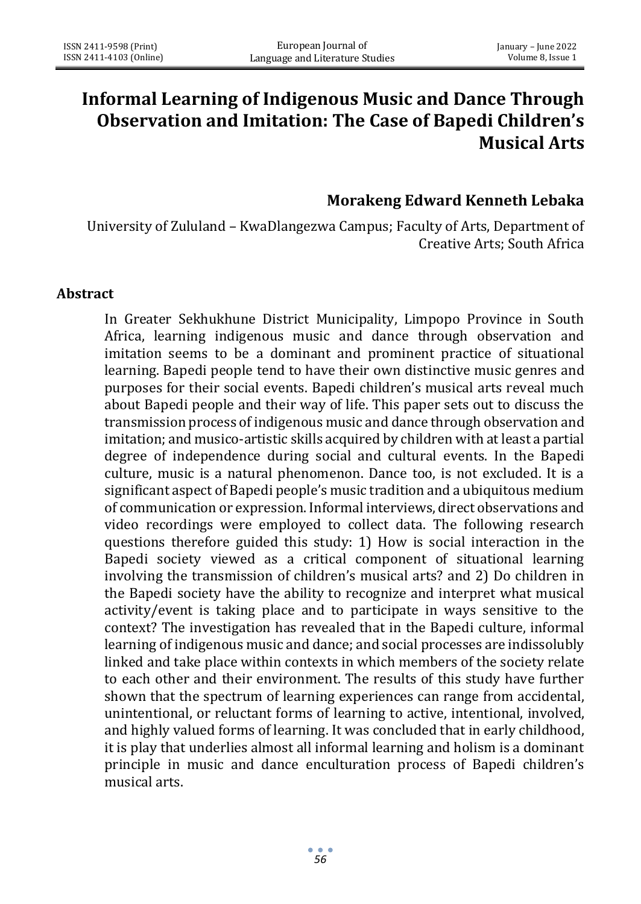# Informal Learning of Indigenous Music and Dance Through Observation and Imitation: The Case of Bapedi Children's Musical Arts

**Morakeng Edward Kenneth Lebaka**

University of Zululand – KwaDlangezwa Campus; Faculty of Arts, Department of Creative Arts; South Africa

## Abstract

In Greater Sekhukhune District Municipality, Limpopo Province in South Africa, learning indigenous music and dance through observation and imitation seems to be a dominant and prominent practice of situational learning. Bapedi people tend to have their own distinctive music genres and purposes for their social events. Bapedi children's musical arts reveal much about Bapedi people and their way of life. This paper sets out to discuss the transmission process of indigenous music and dance through observation and imitation; and musico-artistic skills acquired by children with at least a partial degree of independence during social and cultural events. In the Bapedi culture, music is a natural phenomenon. Dance too, is not excluded. It is a significant aspect of Bapedi people's music tradition and a ubiquitous medium of communication or expression. Informal interviews, direct observations and video recordings were employed to collect data. The following research questions therefore guided this study: 1) How is social interaction in the Bapedi society viewed as a critical component of situational learning involving the transmission of children's musical arts? and 2) Do children in the Bapedi society have the ability to recognize and interpret what musical activity/event is taking place and to participate in ways sensitive to the context? The investigation has revealed that in the Bapedi culture, informal learning of indigenous music and dance; and social processes are indissolubly linked and take place within contexts in which members of the society relate to each other and their environment. The results of this study have further shown that the spectrum of learning experiences can range from accidental, unintentional, or reluctant forms of learning to active, intentional, involved, and highly valued forms of learning. It was concluded that in early childhood, it is play that underlies almost all informal learning and holism is a dominant principle in music and dance enculturation process of Bapedi children's musical arts.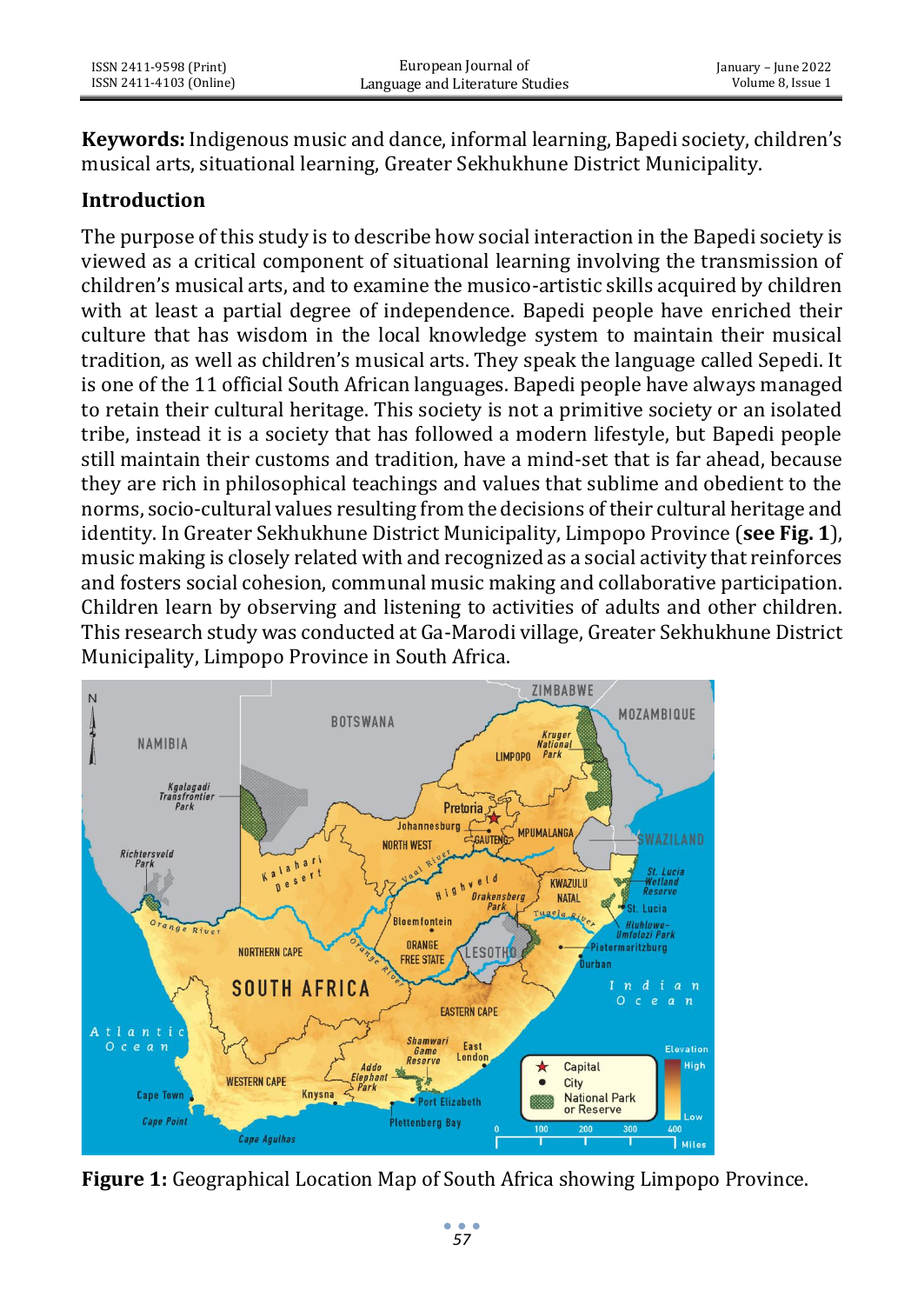**Keywords:** Indigenous music and dance, informal learning, Bapedi society, children's musical arts, situational learning, Greater Sekhukhune District Municipality.

## Introduction

The purpose of this study is to describe how social interaction in the Bapedi society is viewed as a critical component of situational learning involving the transmission of children's musical arts, and to examine the musico-artistic skills acquired by children with at least a partial degree of independence. Bapedi people have enriched their culture that has wisdom in the local knowledge system to maintain their musical tradition, as well as children's musical arts. They speak the language called Sepedi. It is one of the 11 official South African languages. Bapedi people have always managed to retain their cultural heritage. This society is not a primitive society or an isolated tribe, instead it is a society that has followed a modern lifestyle, but Bapedi people still maintain their customs and tradition, have a mind-set that is far ahead, because they are rich in philosophical teachings and values that sublime and obedient to the norms, socio-cultural values resulting from the decisions of their cultural heritage and identity. In Greater Sekhukhune District Municipality, Limpopo Province (**see Fig. 1**), music making is closely related with and recognized as a social activity that reinforces and fosters social cohesion, communal music making and collaborative participation. Children learn by observing and listening to activities of adults and other children. This research study was conducted at Ga-Marodi village, Greater Sekhukhune District Municipality, Limpopo Province in South Africa.

**Figure 1:** Geographical Location Map of South Africa showing Limpopo Province.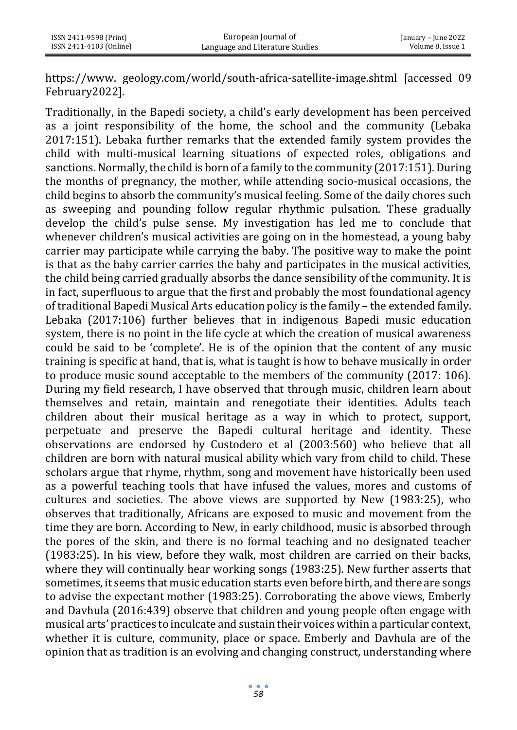https://www. geology.com/world/south-africa-satellite-image.shtml [accessed 09 February2022].

Traditionally, in the Bapedi society, a child's early development has been perceived as a joint responsibility of the home, the school and the community (Lebaka 2017:151). Lebaka further remarks that the extended family system provides the child with multi-musical learning situations of expected roles, obligations and sanctions. Normally, the child is born of a family to the community (2017:151). During the months of pregnancy, the mother, while attending socio-musical occasions, the child begins to absorb the community's musical feeling. Some of the daily chores such as sweeping and pounding follow regular rhythmic pulsation. These gradually develop the child's pulse sense. My investigation has led me to conclude that whenever children's musical activities are going on in the homestead, a young baby carrier may participate while carrying the baby. The positive way to make the point is that as the baby carrier carries the baby and participates in the musical activities, the child being carried gradually absorbs the dance sensibility of the community. It is in fact, superfluous to argue that the first and probably the most foundational agency of traditional Bapedi Musical Arts education policy is the family – the extended family. Lebaka (2017:106) further believes that in indigenous Bapedi music education system, there is no point in the life cycle at which the creation of musical awareness could be said to be 'complete'. He is of the opinion that the content of any music training is specific at hand, that is, what is taught is how to behave musically in order to produce music sound acceptable to the members of the community (2017: 106). During my field research, I have observed that through music, children learn about themselves and retain, maintain and renegotiate their identities. Adults teach children about their musical heritage as a way in which to protect, support, perpetuate and preserve the Bapedi cultural heritage and identity. These observations are endorsed by Custodero et al (2003:560) who believe that all children are born with natural musical ability which vary from child to child. These scholars argue that rhyme, rhythm, song and movement have historically been used as a powerful teaching tools that have infused the values, mores and customs of cultures and societies. The above views are supported by New (1983:25), who observes that traditionally, Africans are exposed to music and movement from the time they are born. According to New, in early childhood, music is absorbed through the pores of the skin, and there is no formal teaching and no designated teacher (1983:25). In his view, before they walk, most children are carried on their backs, where they will continually hear working songs (1983:25). New further asserts that sometimes, it seems that music education starts even before birth, and there are songs to advise the expectant mother (1983:25). Corroborating the above views, Emberly and Davhula (2016:439) observe that children and young people often engage with musical arts' practices to inculcate and sustain their voices within a particular context, whether it is culture, community, place or space. Emberly and Davhula are of the opinion that as tradition is an evolving and changing construct, understanding where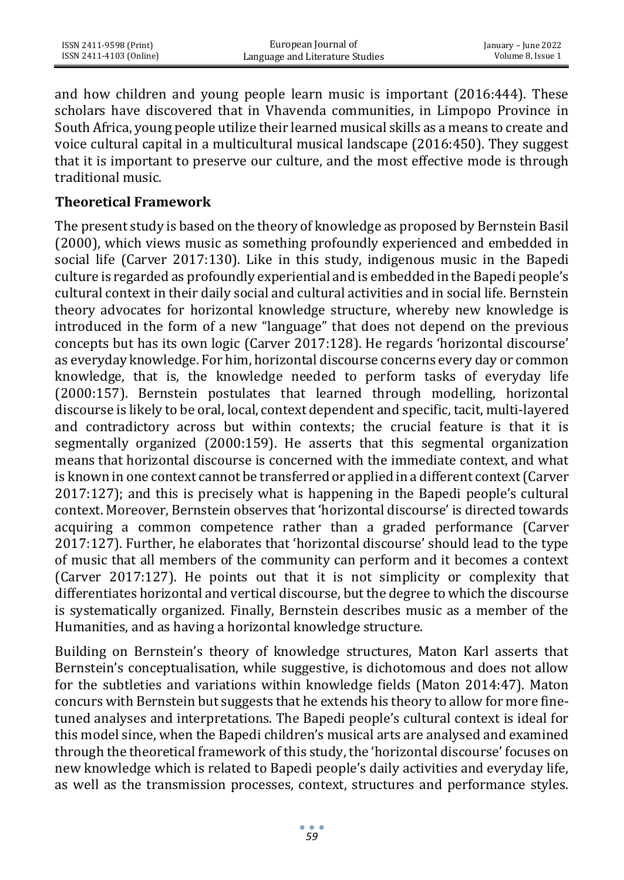and how children and young people learn music is important (2016:444). These scholars have discovered that in Vhavenda communities, in Limpopo Province in South Africa, young people utilize their learned musical skills as a means to create and voice cultural capital in a multicultural musical landscape (2016:450). They suggest that it is important to preserve our culture, and the most effective mode is through traditional music.

## Theoretical Framework

The present study is based on the theory of knowledge as proposed by Bernstein Basil (2000), which views music as something profoundly experienced and embedded in social life (Carver 2017:130). Like in this study, indigenous music in the Bapedi culture is regarded as profoundly experiential and is embedded in the Bapedi people's cultural context in their daily social and cultural activities and in social life. Bernstein theory advocates for horizontal knowledge structure, whereby new knowledge is introduced in the form of a new "language" that does not depend on the previous concepts but has its own logic (Carver 2017:128). He regards 'horizontal discourse' as everyday knowledge. For him, horizontal discourse concerns every day or common knowledge, that is, the knowledge needed to perform tasks of everyday life (2000:157). Bernstein postulates that learned through modelling, horizontal discourse is likely to be oral, local, context dependent and specific, tacit, multi-layered and contradictory across but within contexts; the crucial feature is that it is segmentally organized (2000:159). He asserts that this segmental organization means that horizontal discourse is concerned with the immediate context, and what is known in one context cannot be transferred or applied in a different context (Carver 2017:127); and this is precisely what is happening in the Bapedi people's cultural context. Moreover, Bernstein observes that 'horizontal discourse' is directed towards acquiring a common competence rather than a graded performance (Carver 2017:127). Further, he elaborates that 'horizontal discourse' should lead to the type of music that all members of the community can perform and it becomes a context (Carver 2017:127). He points out that it is not simplicity or complexity that differentiates horizontal and vertical discourse, but the degree to which the discourse is systematically organized. Finally, Bernstein describes music as a member of the Humanities, and as having a horizontal knowledge structure.

Building on Bernstein's theory of knowledge structures, Maton Karl asserts that Bernstein's conceptualisation, while suggestive, is dichotomous and does not allow for the subtleties and variations within knowledge fields (Maton 2014:47). Maton concurs with Bernstein but suggests that he extends his theory to allow for more fine-tuned analyses and interpretations. The Bapedi people's cultural context is ideal for this model since, when the Bapedi children's musical arts are analysed and examined through the theoretical framework of this study, the 'horizontal discourse' focuses on new knowledge which is related to Bapedi people's daily activities and everyday life, as well as the transmission processes, context, structures and performance styles.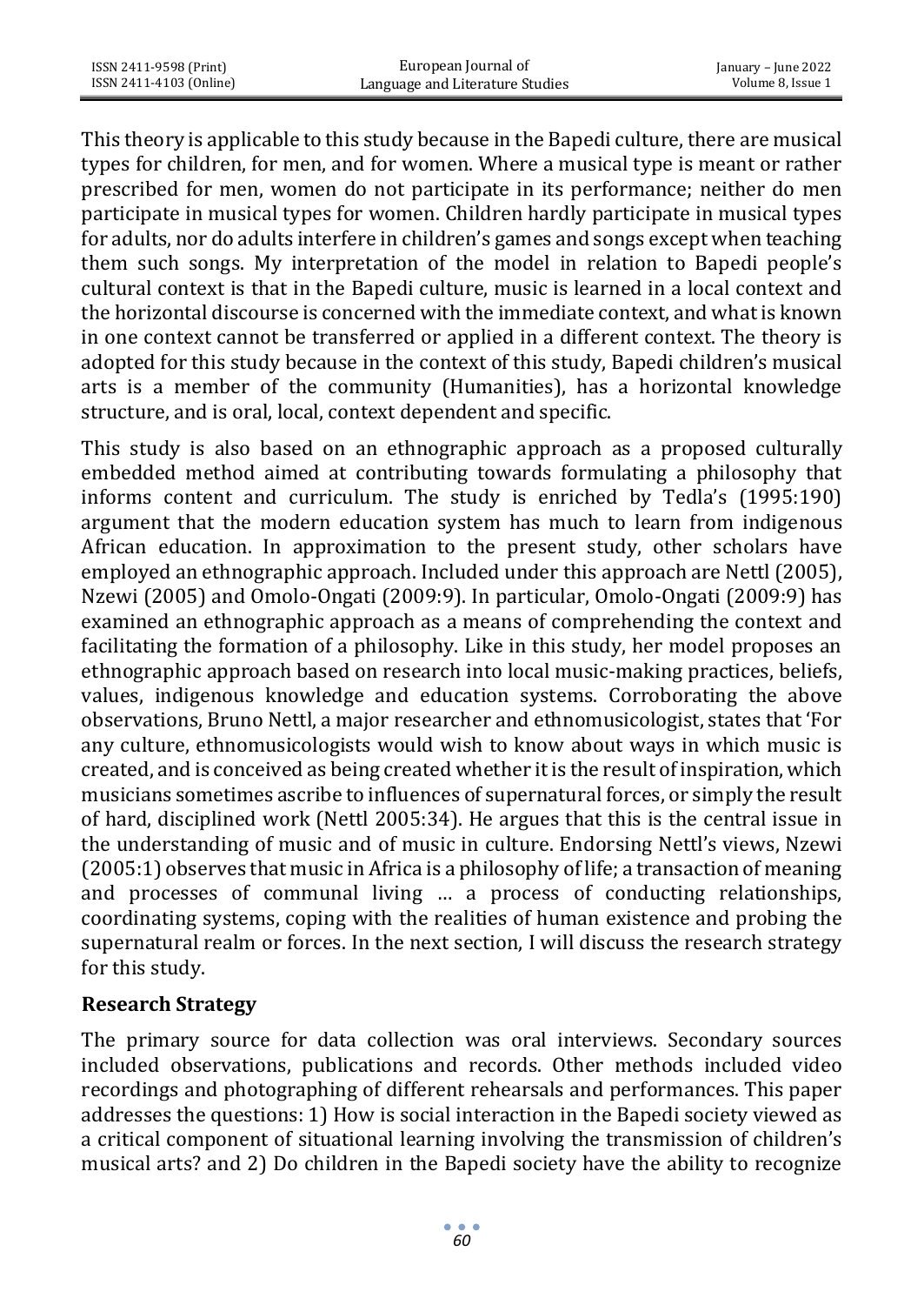This theory is applicable to this study because in the Bapedi culture, there are musical types for children, for men, and for women. Where a musical type is meant or rather prescribed for men, women do not participate in its performance; neither do men participate in musical types for women. Children hardly participate in musical types for adults, nor do adults interfere in children's games and songs except when teaching them such songs. My interpretation of the model in relation to Bapedi people's cultural context is that in the Bapedi culture, music is learned in a local context and the horizontal discourse is concerned with the immediate context, and what is known in one context cannot be transferred or applied in a different context. The theory is adopted for this study because in the context of this study, Bapedi children's musical arts is a member of the community (Humanities), has a horizontal knowledge structure, and is oral, local, context dependent and specific.

This study is also based on an ethnographic approach as a proposed culturally embedded method aimed at contributing towards formulating a philosophy that informs content and curriculum. The study is enriched by Tedla's (1995:190) argument that the modern education system has much to learn from indigenous African education. In approximation to the present study, other scholars have employed an ethnographic approach. Included under this approach are Nettl (2005), Nzewi (2005) and Omolo-Ongati (2009:9). In particular, Omolo-Ongati (2009:9) has examined an ethnographic approach as a means of comprehending the context and facilitating the formation of a philosophy. Like in this study, her model proposes an ethnographic approach based on research into local music-making practices, beliefs, values, indigenous knowledge and education systems. Corroborating the above observations, Bruno Nettl, a major researcher and ethnomusicologist, states that 'For any culture, ethnomusicologists would wish to know about ways in which music is created, and is conceived as being created whether it is the result of inspiration, which musicians sometimes ascribe to influences of supernatural forces, or simply the result of hard, disciplined work (Nettl 2005:34). He argues that this is the central issue in the understanding of music and of music in culture. Endorsing Nettl's views, Nzewi (2005:1) observes that music in Africa is a philosophy of life; a transaction of meaning and processes of communal living … a process of conducting relationships, coordinating systems, coping with the realities of human existence and probing the supernatural realm or forces. In the next section, I will discuss the research strategy for this study.

## Research Strategy

The primary source for data collection was oral interviews. Secondary sources included observations, publications and records. Other methods included video recordings and photographing of different rehearsals and performances. This paper addresses the questions: 1) How is social interaction in the Bapedi society viewed as a critical component of situational learning involving the transmission of children's musical arts? and 2) Do children in the Bapedi society have the ability to recognize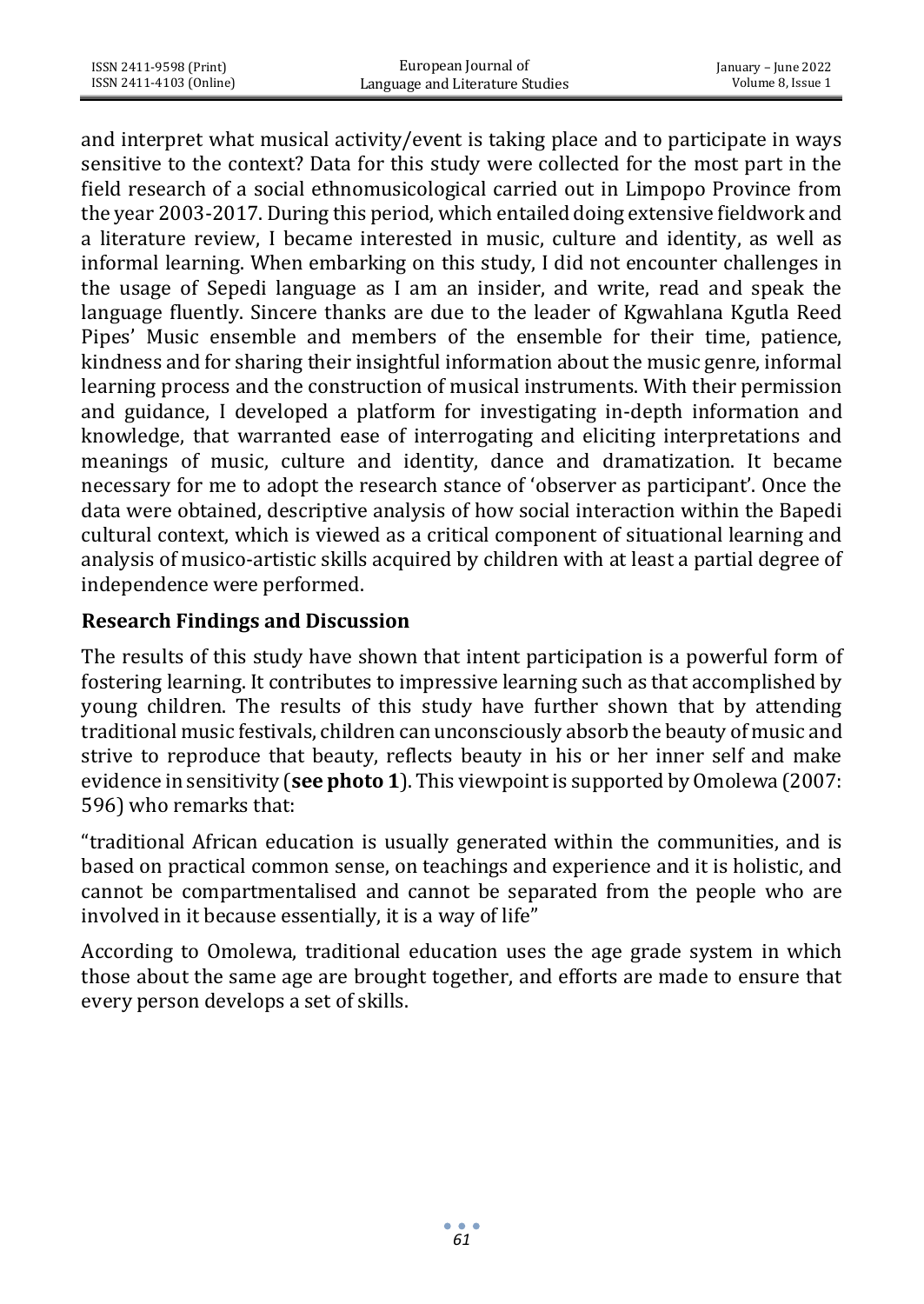and interpret what musical activity/event is taking place and to participate in ways sensitive to the context? Data for this study were collected for the most part in the field research of a social ethnomusicological carried out in Limpopo Province from the year 2003-2017. During this period, which entailed doing extensive fieldwork and a literature review, I became interested in music, culture and identity, as well as informal learning. When embarking on this study, I did not encounter challenges in the usage of Sepedi language as I am an insider, and write, read and speak the language fluently. Sincere thanks are due to the leader of Kgwahlana Kgutla Reed Pipes' Music ensemble and members of the ensemble for their time, patience, kindness and for sharing their insightful information about the music genre, informal learning process and the construction of musical instruments. With their permission and guidance, I developed a platform for investigating in-depth information and knowledge, that warranted ease of interrogating and eliciting interpretations and meanings of music, culture and identity, dance and dramatization. It became necessary for me to adopt the research stance of 'observer as participant'. Once the data were obtained, descriptive analysis of how social interaction within the Bapedi cultural context, which is viewed as a critical component of situational learning and analysis of musico-artistic skills acquired by children with at least a partial degree of independence were performed.

## Research Findings and Discussion

The results of this study have shown that intent participation is a powerful form of fostering learning. It contributes to impressive learning such as that accomplished by young children. The results of this study have further shown that by attending traditional music festivals, children can unconsciously absorb the beauty of music and strive to reproduce that beauty, reflects beauty in his or her inner self and make evidence in sensitivity (**see photo 1**). This viewpoint is supported by Omolewa (2007: 596) who remarks that:

"traditional African education is usually generated within the communities, and is based on practical common sense, on teachings and experience and it is holistic, and cannot be compartmentalised and cannot be separated from the people who are involved in it because essentially, it is a way of life"

According to Omolewa, traditional education uses the age grade system in which those about the same age are brought together, and efforts are made to ensure that every person develops a set of skills.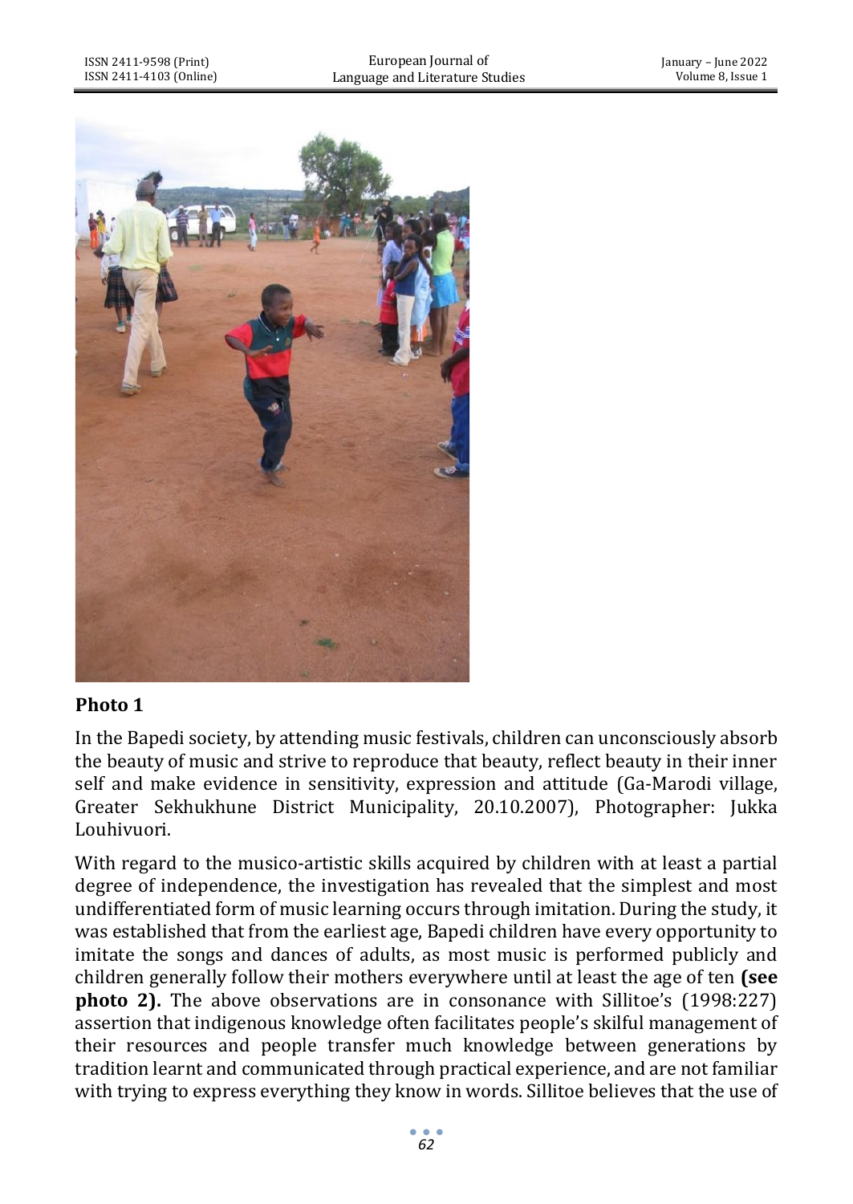**Photo 1**

In the Bapedi society, by attending music festivals, children can unconsciously absorb the beauty of music and strive to reproduce that beauty, reflect beauty in their inner self and make evidence in sensitivity, expression and attitude (Ga-Marodi village, Greater Sekhukhune District Municipality, 20.10.2007), Photographer: Jukka Louhivuori.

With regard to the musico-artistic skills acquired by children with at least a partial degree of independence, the investigation has revealed that the simplest and most undifferentiated form of music learning occurs through imitation. During the study, it was established that from the earliest age, Bapedi children have every opportunity to imitate the songs and dances of adults, as most music is performed publicly and children generally follow their mothers everywhere until at least the age of ten **(see photo 2).** The above observations are in consonance with Sillitoe's (1998:227) assertion that indigenous knowledge often facilitates people's skilful management of their resources and people transfer much knowledge between generations by tradition learnt and communicated through practical experience, and are not familiar with trying to express everything they know in words. Sillitoe believes that the use of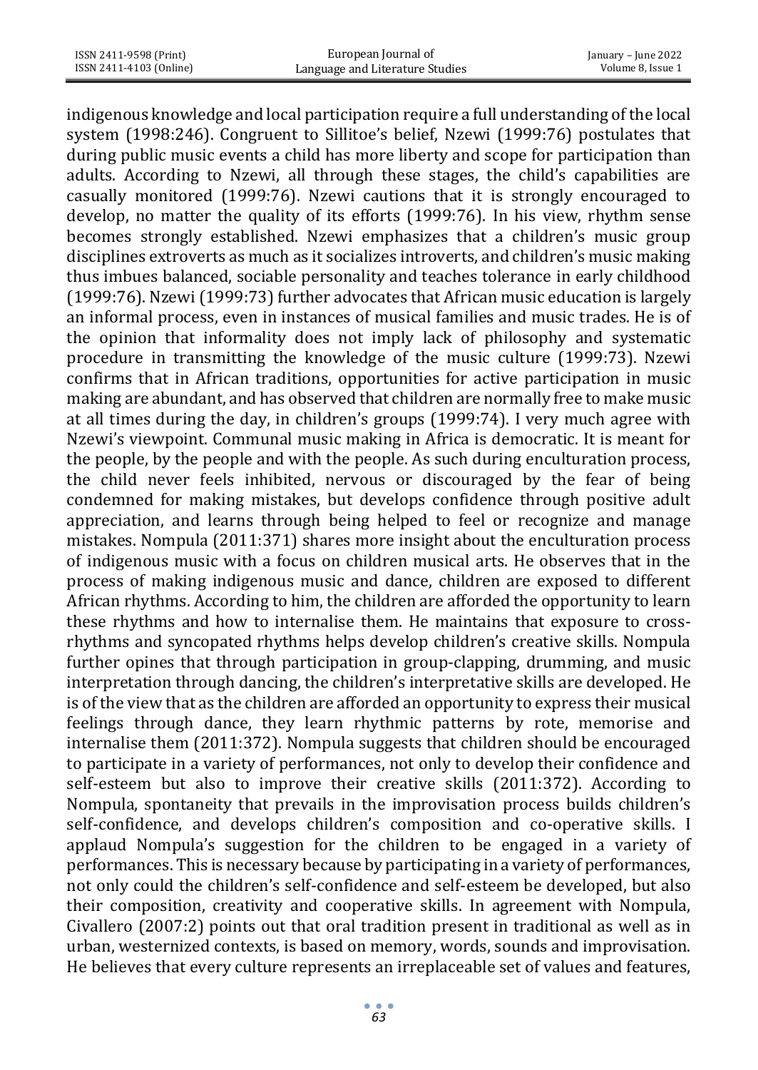indigenous knowledge and local participation require a full understanding of the local system (1998:246). Congruent to Sillitoe's belief, Nzewi (1999:76) postulates that during public music events a child has more liberty and scope for participation than adults. According to Nzewi, all through these stages, the child's capabilities are casually monitored (1999:76). Nzewi cautions that it is strongly encouraged to develop, no matter the quality of its efforts (1999:76). In his view, rhythm sense becomes strongly established. Nzewi emphasizes that a children's music group disciplines extroverts as much as it socializes introverts, and children's music making thus imbues balanced, sociable personality and teaches tolerance in early childhood (1999:76). Nzewi (1999:73) further advocates that African music education is largely an informal process, even in instances of musical families and music trades. He is of the opinion that informality does not imply lack of philosophy and systematic procedure in transmitting the knowledge of the music culture (1999:73). Nzewi confirms that in African traditions, opportunities for active participation in music making are abundant, and has observed that children are normally free to make music at all times during the day, in children's groups (1999:74). I very much agree with Nzewi's viewpoint. Communal music making in Africa is democratic. It is meant for the people, by the people and with the people. As such during enculturation process, the child never feels inhibited, nervous or discouraged by the fear of being condemned for making mistakes, but develops confidence through positive adult appreciation, and learns through being helped to feel or recognize and manage mistakes. Nompula (2011:371) shares more insight about the enculturation process of indigenous music with a focus on children musical arts. He observes that in the process of making indigenous music and dance, children are exposed to different African rhythms. According to him, the children are afforded the opportunity to learn these rhythms and how to internalise them. He maintains that exposure to cross-rhythms and syncopated rhythms helps develop children's creative skills. Nompula further opines that through participation in group-clapping, drumming, and music interpretation through dancing, the children's interpretative skills are developed. He is of the view that as the children are afforded an opportunity to express their musical feelings through dance, they learn rhythmic patterns by rote, memorise and internalise them (2011:372). Nompula suggests that children should be encouraged to participate in a variety of performances, not only to develop their confidence and self-esteem but also to improve their creative skills (2011:372). According to Nompula, spontaneity that prevails in the improvisation process builds children's self-confidence, and develops children's composition and co-operative skills. I applaud Nompula's suggestion for the children to be engaged in a variety of performances. This is necessary because by participating in a variety of performances, not only could the children's self-confidence and self-esteem be developed, but also their composition, creativity and cooperative skills. In agreement with Nompula, Civallero (2007:2) points out that oral tradition present in traditional as well as in urban, westernized contexts, is based on memory, words, sounds and improvisation. He believes that every culture represents an irreplaceable set of values and features,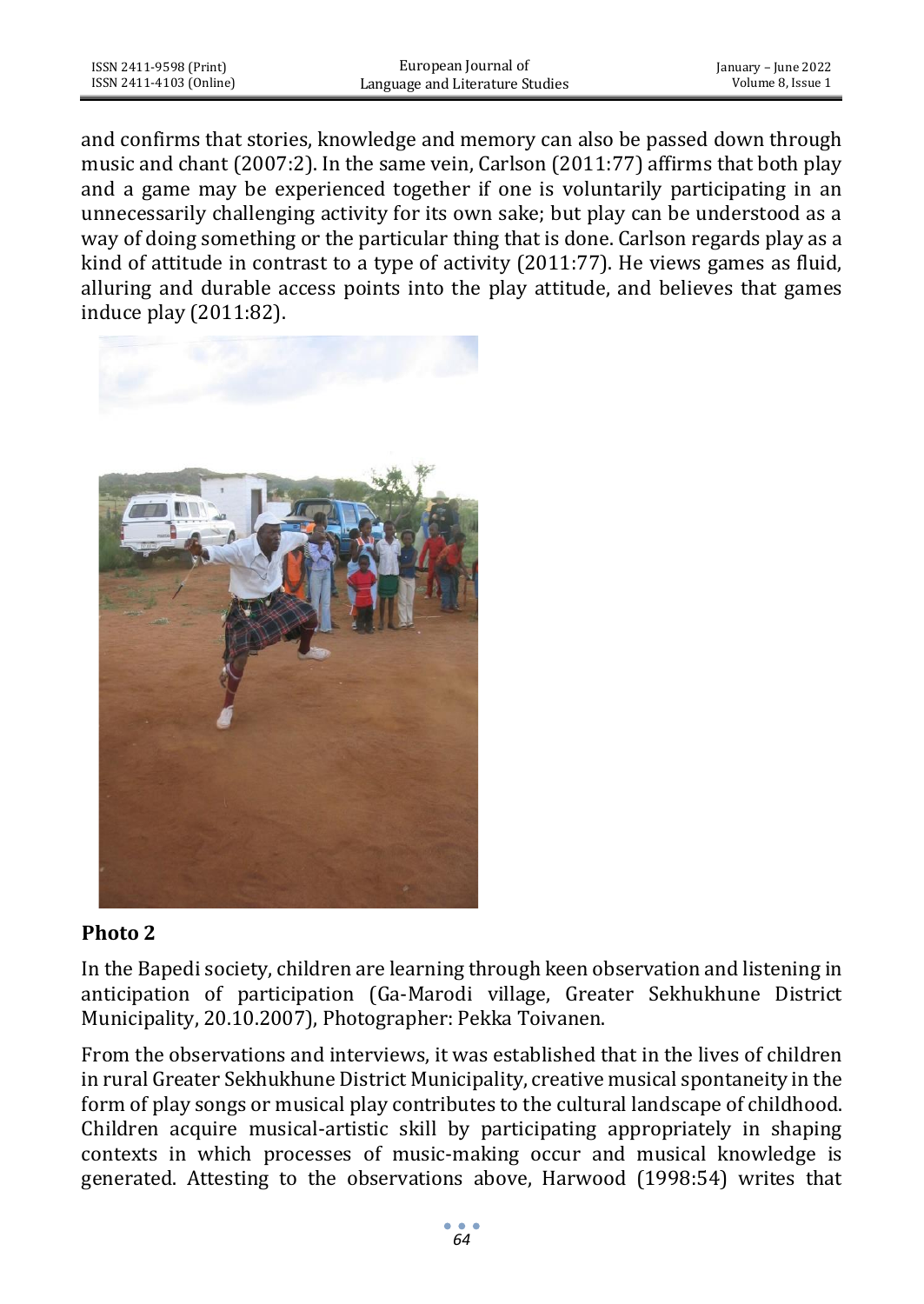and confirms that stories, knowledge and memory can also be passed down through music and chant (2007:2). In the same vein, Carlson (2011:77) affirms that both play and a game may be experienced together if one is voluntarily participating in an unnecessarily challenging activity for its own sake; but play can be understood as a way of doing something or the particular thing that is done. Carlson regards play as a kind of attitude in contrast to a type of activity (2011:77). He views games as fluid, alluring and durable access points into the play attitude, and believes that games induce play (2011:82).

**Photo 2**

In the Bapedi society, children are learning through keen observation and listening in anticipation of participation (Ga-Marodi village, Greater Sekhukhune District Municipality, 20.10.2007), Photographer: Pekka Toivanen.

From the observations and interviews, it was established that in the lives of children in rural Greater Sekhukhune District Municipality, creative musical spontaneity in the form of play songs or musical play contributes to the cultural landscape of childhood. Children acquire musical-artistic skill by participating appropriately in shaping contexts in which processes of music-making occur and musical knowledge is generated. Attesting to the observations above, Harwood (1998:54) writes that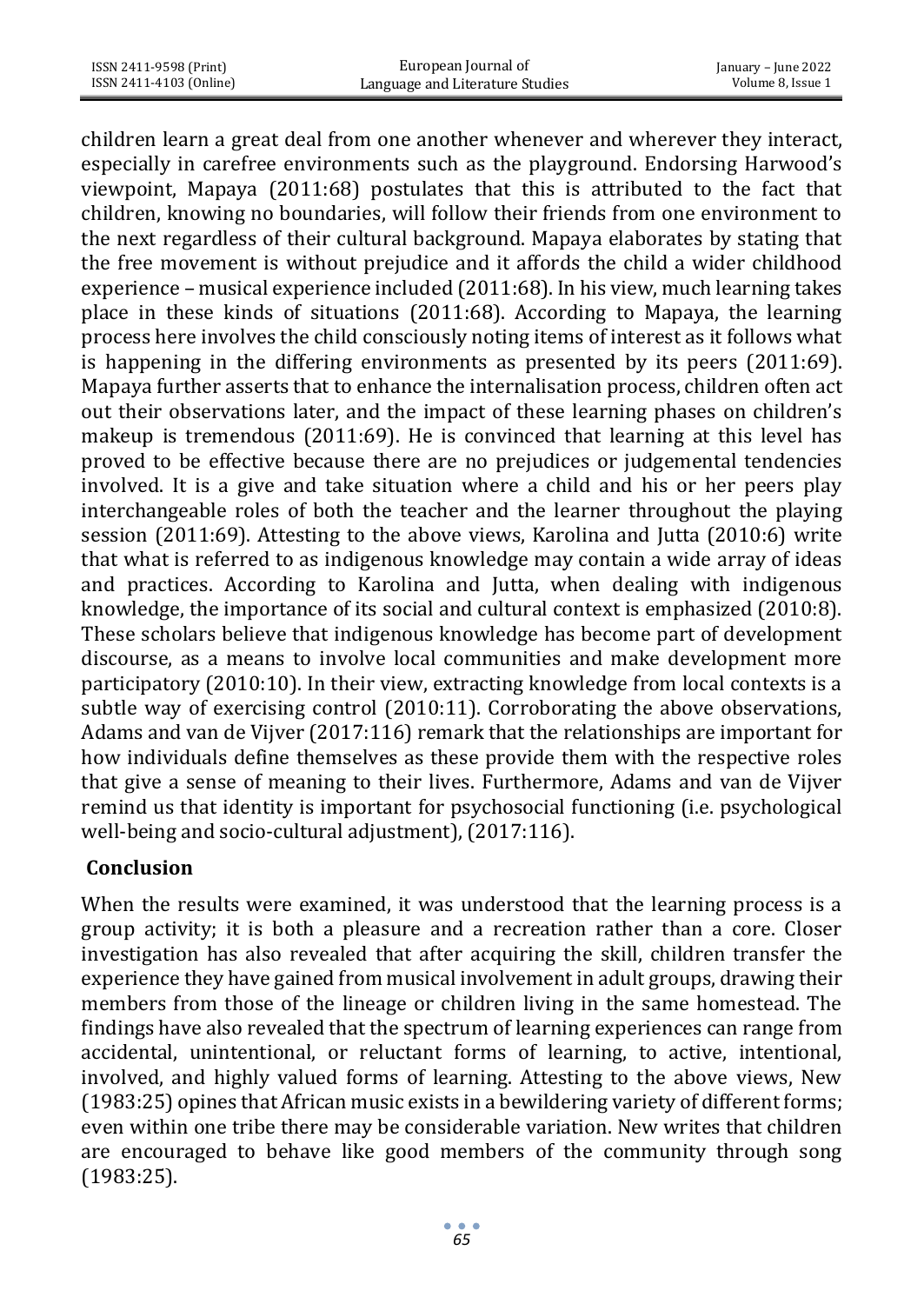children learn a great deal from one another whenever and wherever they interact, especially in carefree environments such as the playground. Endorsing Harwood's viewpoint, Mapaya (2011:68) postulates that this is attributed to the fact that children, knowing no boundaries, will follow their friends from one environment to the next regardless of their cultural background. Mapaya elaborates by stating that the free movement is without prejudice and it affords the child a wider childhood experience – musical experience included (2011:68). In his view, much learning takes place in these kinds of situations (2011:68). According to Mapaya, the learning process here involves the child consciously noting items of interest as it follows what is happening in the differing environments as presented by its peers (2011:69). Mapaya further asserts that to enhance the internalisation process, children often act out their observations later, and the impact of these learning phases on children's makeup is tremendous (2011:69). He is convinced that learning at this level has proved to be effective because there are no prejudices or judgemental tendencies involved. It is a give and take situation where a child and his or her peers play interchangeable roles of both the teacher and the learner throughout the playing session (2011:69). Attesting to the above views, Karolina and Jutta (2010:6) write that what is referred to as indigenous knowledge may contain a wide array of ideas and practices. According to Karolina and Jutta, when dealing with indigenous knowledge, the importance of its social and cultural context is emphasized (2010:8). These scholars believe that indigenous knowledge has become part of development discourse, as a means to involve local communities and make development more participatory (2010:10). In their view, extracting knowledge from local contexts is a subtle way of exercising control (2010:11). Corroborating the above observations, Adams and van de Vijver (2017:116) remark that the relationships are important for how individuals define themselves as these provide them with the respective roles that give a sense of meaning to their lives. Furthermore, Adams and van de Vijver remind us that identity is important for psychosocial functioning (i.e. psychological well-being and socio-cultural adjustment), (2017:116).

## Conclusion

When the results were examined, it was understood that the learning process is a group activity; it is both a pleasure and a recreation rather than a core. Closer investigation has also revealed that after acquiring the skill, children transfer the experience they have gained from musical involvement in adult groups, drawing their members from those of the lineage or children living in the same homestead. The findings have also revealed that the spectrum of learning experiences can range from accidental, unintentional, or reluctant forms of learning, to active, intentional, involved, and highly valued forms of learning. Attesting to the above views, New (1983:25) opines that African music exists in a bewildering variety of different forms; even within one tribe there may be considerable variation. New writes that children are encouraged to behave like good members of the community through song (1983:25).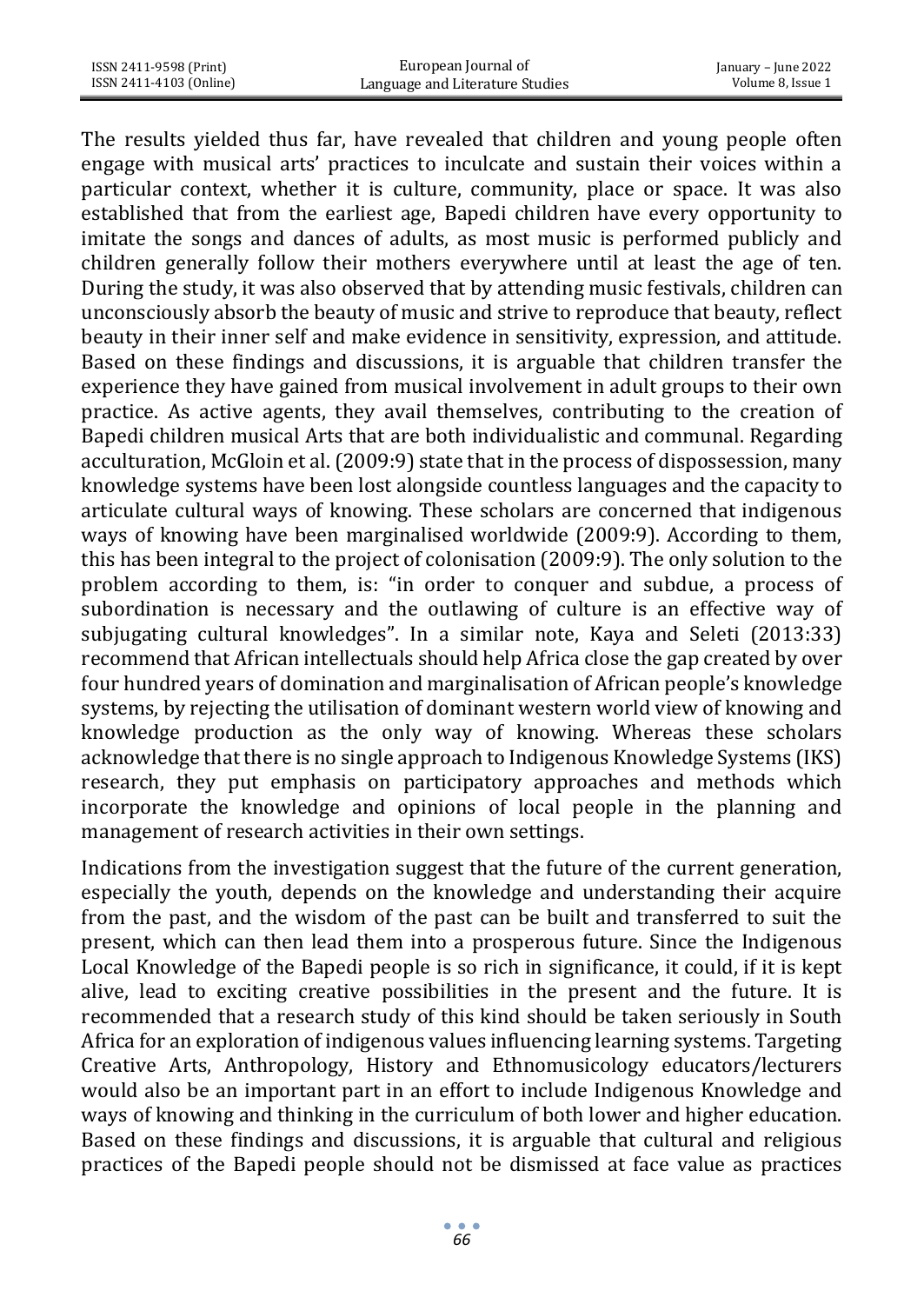The results yielded thus far, have revealed that children and young people often engage with musical arts' practices to inculcate and sustain their voices within a particular context, whether it is culture, community, place or space. It was also established that from the earliest age, Bapedi children have every opportunity to imitate the songs and dances of adults, as most music is performed publicly and children generally follow their mothers everywhere until at least the age of ten. During the study, it was also observed that by attending music festivals, children can unconsciously absorb the beauty of music and strive to reproduce that beauty, reflect beauty in their inner self and make evidence in sensitivity, expression, and attitude. Based on these findings and discussions, it is arguable that children transfer the experience they have gained from musical involvement in adult groups to their own practice. As active agents, they avail themselves, contributing to the creation of Bapedi children musical Arts that are both individualistic and communal. Regarding acculturation, McGloin et al. (2009:9) state that in the process of dispossession, many knowledge systems have been lost alongside countless languages and the capacity to articulate cultural ways of knowing. These scholars are concerned that indigenous ways of knowing have been marginalised worldwide (2009:9). According to them, this has been integral to the project of colonisation (2009:9). The only solution to the problem according to them, is: "in order to conquer and subdue, a process of subordination is necessary and the outlawing of culture is an effective way of subjugating cultural knowledges". In a similar note, Kaya and Seleti (2013:33) recommend that African intellectuals should help Africa close the gap created by over four hundred years of domination and marginalisation of African people's knowledge systems, by rejecting the utilisation of dominant western world view of knowing and knowledge production as the only way of knowing. Whereas these scholars acknowledge that there is no single approach to Indigenous Knowledge Systems (IKS) research, they put emphasis on participatory approaches and methods which incorporate the knowledge and opinions of local people in the planning and management of research activities in their own settings.

Indications from the investigation suggest that the future of the current generation, especially the youth, depends on the knowledge and understanding their acquire from the past, and the wisdom of the past can be built and transferred to suit the present, which can then lead them into a prosperous future. Since the Indigenous Local Knowledge of the Bapedi people is so rich in significance, it could, if it is kept alive, lead to exciting creative possibilities in the present and the future. It is recommended that a research study of this kind should be taken seriously in South Africa for an exploration of indigenous values influencing learning systems. Targeting Creative Arts, Anthropology, History and Ethnomusicology educators/lecturers would also be an important part in an effort to include Indigenous Knowledge and ways of knowing and thinking in the curriculum of both lower and higher education. Based on these findings and discussions, it is arguable that cultural and religious practices of the Bapedi people should not be dismissed at face value as practices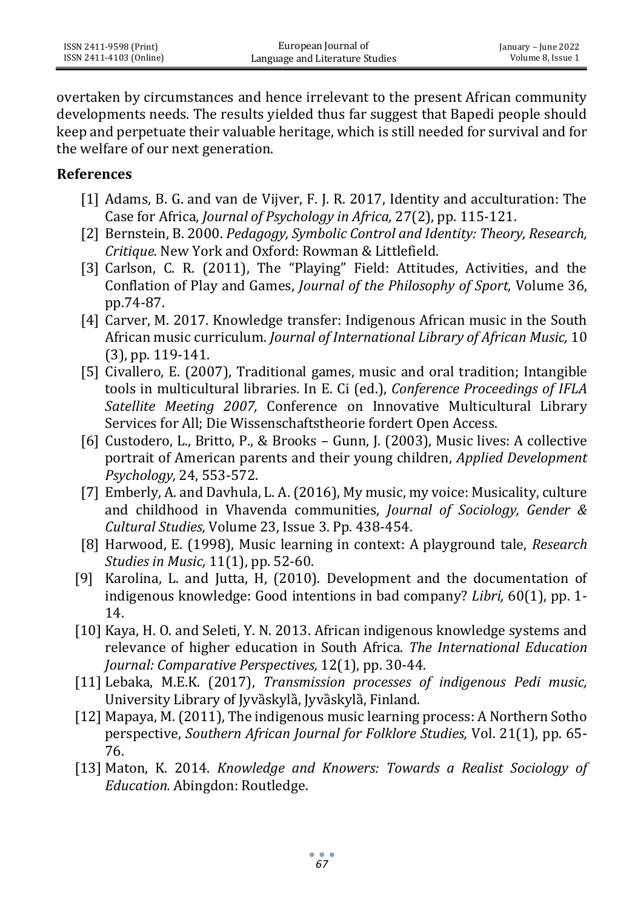overtaken by circumstances and hence irrelevant to the present African community developments needs. The results yielded thus far suggest that Bapedi people should keep and perpetuate their valuable heritage, which is still needed for survival and for the welfare of our next generation.

## References

[1] Adams, B. G. and van de Vijver, F. J. R. 2017, Identity and acculturation: The Case for Africa, *Journal of Psychology in Africa,* 27(2), pp. 115-121.

[2] Bernstein, B. 2000. *Pedagogy, Symbolic Control and Identity: Theory, Research, Critique.* New York and Oxford: Rowman & Littlefield.

[3] Carlson, C. R. (2011), The "Playing" Field: Attitudes, Activities, and the Conflation of Play and Games, *Journal of the Philosophy of Sport,* Volume 36, pp.74-87.

[4] Carver, M. 2017. Knowledge transfer: Indigenous African music in the South African music curriculum. *Journal of International Library of African Music,* 10 (3), pp. 119-141.

[5] Civallero, E. (2007), Traditional games, music and oral tradition; Intangible tools in multicultural libraries. In E. Ci (ed.), *Conference Proceedings of IFLA Satellite Meeting 2007,* Conference on Innovative Multicultural Library Services for All; Die Wissenschaftstheorie fordert Open Access.

[6] Custodero, L., Britto, P., & Brooks – Gunn, J. (2003), Music lives: A collective portrait of American parents and their young children, *Applied Development Psychology,* 24, 553-572.

[7] Emberly, A. and Davhula, L. A. (2016), My music, my voice: Musicality, culture and childhood in Vhavenda communities, *Journal of Sociology, Gender & Cultural Studies,* Volume 23, Issue 3. Pp. 438-454.

[8] Harwood, E. (1998), Music learning in context: A playground tale, *Research Studies in Music,* 11(1), pp. 52-60.

[9] Karolina, L. and Jutta, H, (2010). Development and the documentation of indigenous knowledge: Good intentions in bad company? *Libri,* 60(1), pp. 1-14.

[10] Kaya, H. O. and Seleti, Y. N. 2013. African indigenous knowledge systems and relevance of higher education in South Africa. *The International Education Journal: Comparative Perspectives,* 12(1), pp. 30-44.

[11] Lebaka, M.E.K. (2017), *Transmission processes of indigenous Pedi music,* University Library of Jyvàskylà, Jyvàskylà, Finland.

[12] Mapaya, M. (2011), The indigenous music learning process: A Northern Sotho perspective, *Southern African Journal for Folklore Studies,* Vol. 21(1), pp. 65-76.

[13] Maton, K. 2014. *Knowledge and Knowers: Towards a Realist Sociology of Education.* Abingdon: Routledge.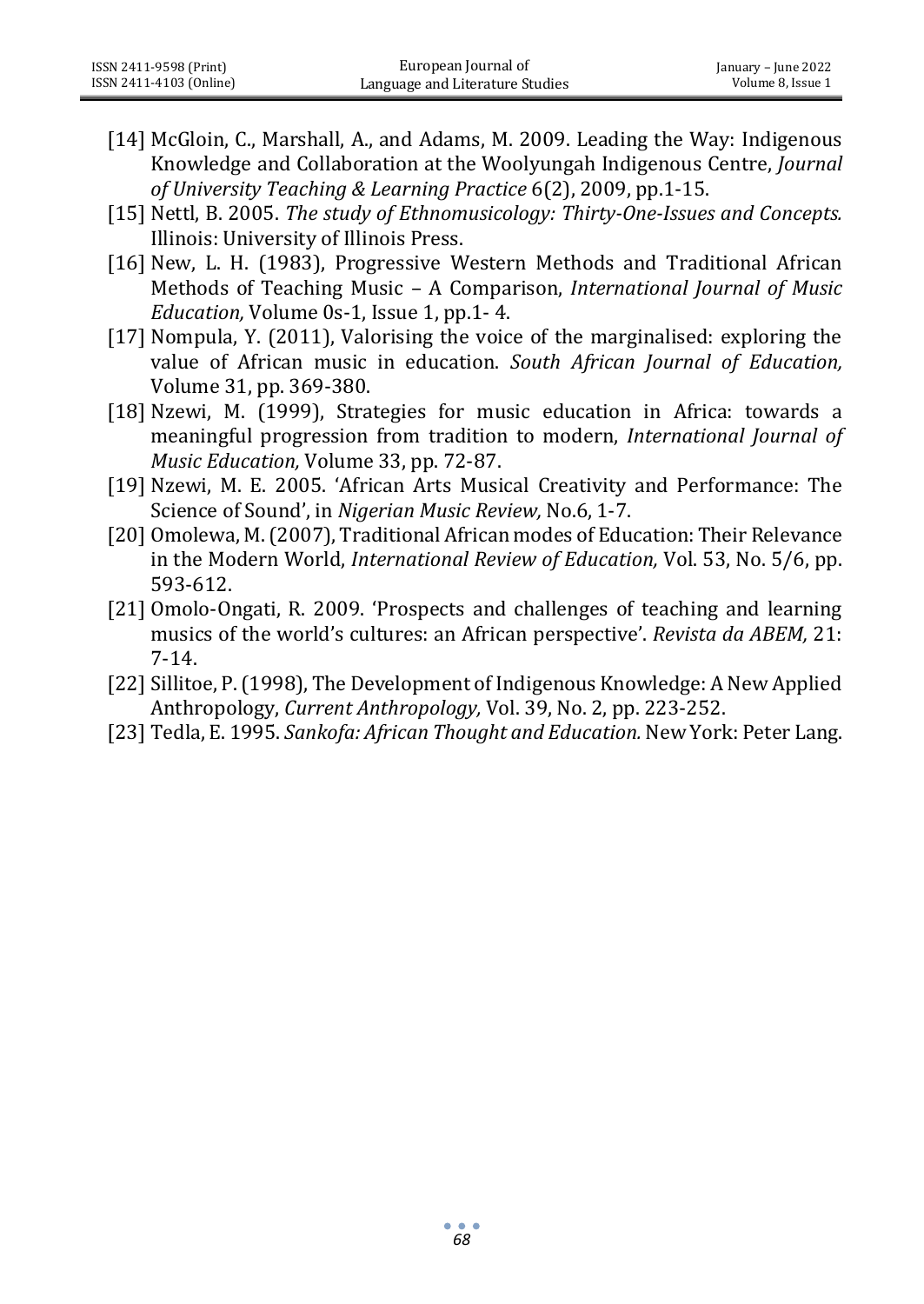[14] McGloin, C., Marshall, A., and Adams, M. 2009. Leading the Way: Indigenous Knowledge and Collaboration at the Woolyungah Indigenous Centre, *Journal of University Teaching & Learning Practice* 6(2), 2009, pp.1-15.

[15] Nettl, B. 2005. *The study of Ethnomusicology: Thirty-One-Issues and Concepts.* Illinois: University of Illinois Press.

[16] New, L. H. (1983), Progressive Western Methods and Traditional African Methods of Teaching Music – A Comparison, *International Journal of Music Education,* Volume 0s-1, Issue 1, pp.1- 4.

[17] Nompula, Y. (2011), Valorising the voice of the marginalised: exploring the value of African music in education. *South African Journal of Education,* Volume 31, pp. 369-380.

[18] Nzewi, M. (1999), Strategies for music education in Africa: towards a meaningful progression from tradition to modern, *International Journal of Music Education,* Volume 33, pp. 72-87.

[19] Nzewi, M. E. 2005. 'African Arts Musical Creativity and Performance: The Science of Sound', in *Nigerian Music Review,* No.6, 1-7.

[20] Omolewa, M. (2007), Traditional African modes of Education: Their Relevance in the Modern World, *International Review of Education,* Vol. 53, No. 5/6, pp. 593-612.

[21] Omolo-Ongati, R. 2009. 'Prospects and challenges of teaching and learning musics of the world's cultures: an African perspective'. *Revista da ABEM,* 21: 7-14.

[22] Sillitoe, P. (1998), The Development of Indigenous Knowledge: A New Applied Anthropology, *Current Anthropology,* Vol. 39, No. 2, pp. 223-252.

[23] Tedla, E. 1995. *Sankofa: African Thought and Education.* New York: Peter Lang.